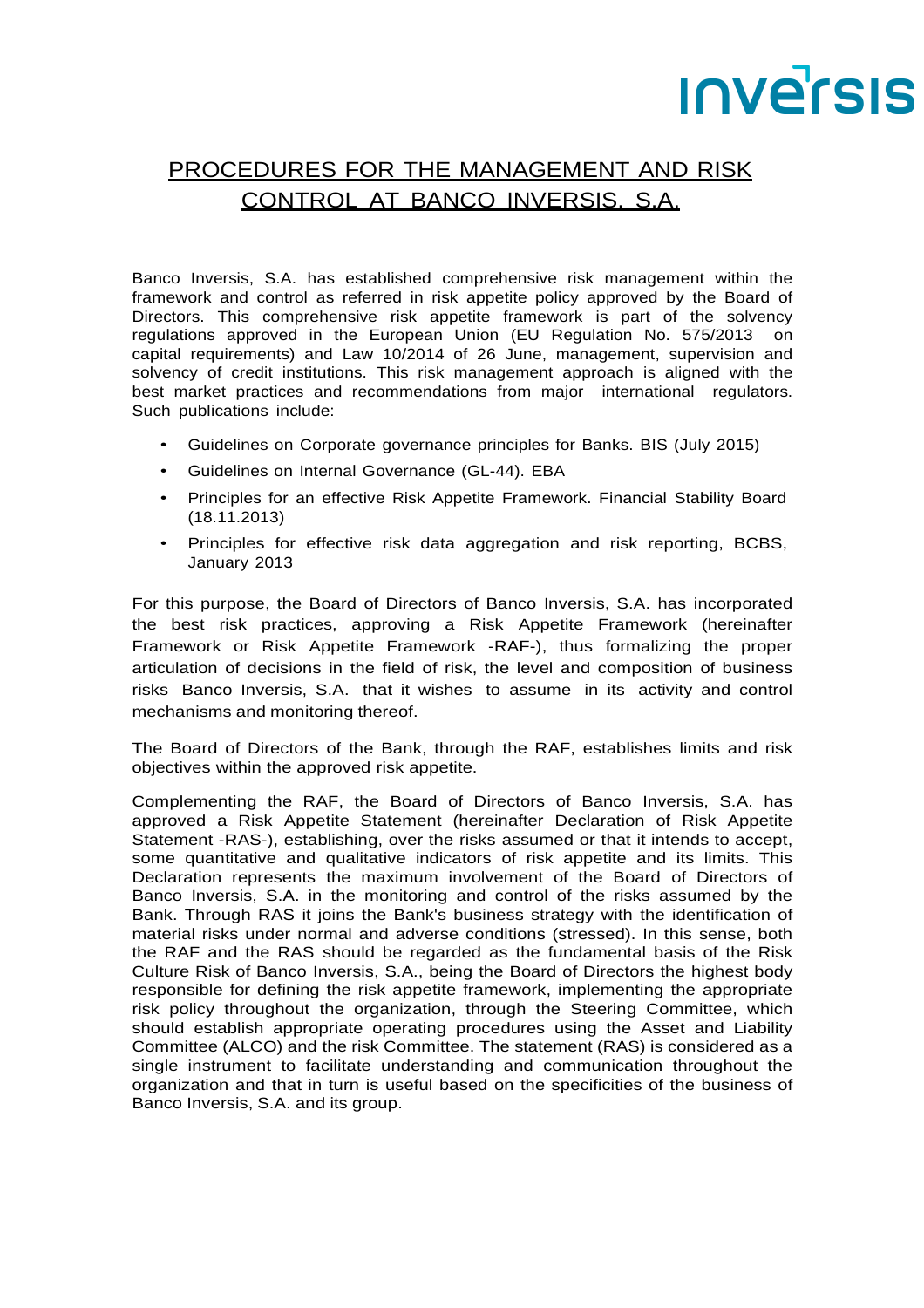# PROCEDURES FOR THE MANAGEMENT AND RISK CONTROL AT BANCO INVERSIS, S.A.

Banco Inversis, S.A. has established comprehensive risk management within the framework and control as referred in risk appetite policy approved by the Board of Directors. This comprehensive risk appetite framework is part of the solvency regulations approved in the European Union (EU Regulation No. 575/2013 on capital requirements) and Law 10/2014 of 26 June, management, supervision and solvency of credit institutions. This risk management approach is aligned with the best market practices and recommendations from major international regulators. Such publications include:

- Guidelines on Corporate governance principles for Banks. BIS (July 2015)
- Guidelines on Internal Governance (GL-44). EBA
- Principles for an effective Risk Appetite Framework. Financial Stability Board (18.11.2013)
- Principles for effective risk data aggregation and risk reporting, BCBS, January 2013

For this purpose, the Board of Directors of Banco Inversis, S.A. has incorporated the best risk practices, approving a Risk Appetite Framework (hereinafter Framework or Risk Appetite Framework -RAF-), thus formalizing the proper articulation of decisions in the field of risk, the level and composition of business risks Banco Inversis, S.A. that it wishes to assume in its activity and control mechanisms and monitoring thereof.

The Board of Directors of the Bank, through the RAF, establishes limits and risk objectives within the approved risk appetite.

Complementing the RAF, the Board of Directors of Banco Inversis, S.A. has approved a Risk Appetite Statement (hereinafter Declaration of Risk Appetite Statement -RAS-), establishing, over the risks assumed or that it intends to accept, some quantitative and qualitative indicators of risk appetite and its limits. This Declaration represents the maximum involvement of the Board of Directors of Banco Inversis, S.A. in the monitoring and control of the risks assumed by the Bank. Through RAS it joins the Bank's business strategy with the identification of material risks under normal and adverse conditions (stressed). In this sense, both the RAF and the RAS should be regarded as the fundamental basis of the Risk Culture Risk of Banco Inversis, S.A., being the Board of Directors the highest body responsible for defining the risk appetite framework, implementing the appropriate risk policy throughout the organization, through the Steering Committee, which should establish appropriate operating procedures using the Asset and Liability Committee (ALCO) and the risk Committee. The statement (RAS) is considered as a single instrument to facilitate understanding and communication throughout the organization and that in turn is useful based on the specificities of the business of Banco Inversis, S.A. and its group.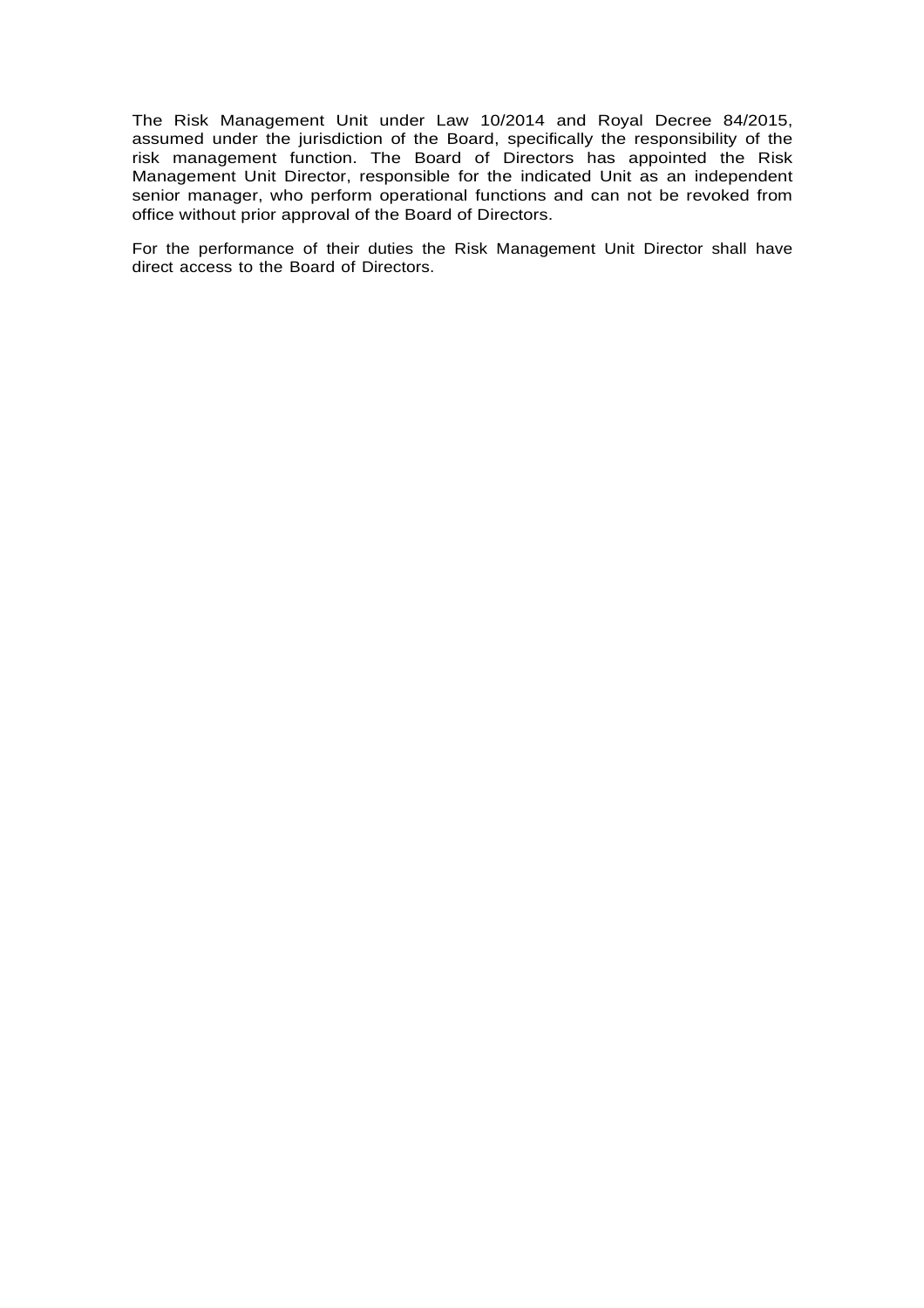The Risk Management Unit under Law 10/2014 and Royal Decree 84/2015, assumed under the jurisdiction of the Board, specifically the responsibility of the risk management function. The Board of Directors has appointed the Risk Management Unit Director, responsible for the indicated Unit as an independent senior manager, who perform operational functions and can not be revoked from office without prior approval of the Board of Directors.

For the performance of their duties the Risk Management Unit Director shall have direct access to the Board of Directors.